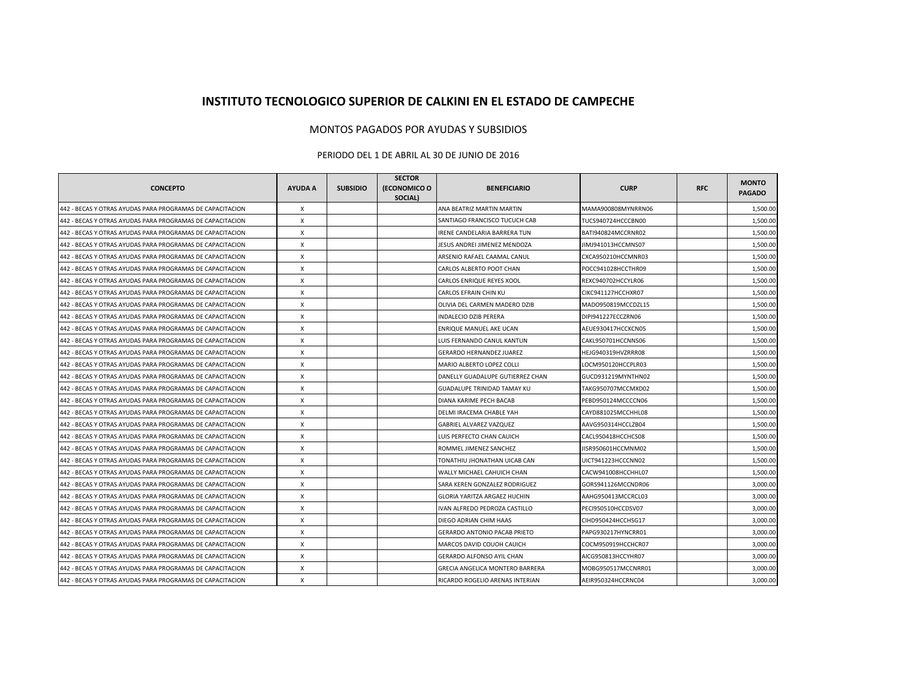# INSTITUTO TECNOLOGICO SUPERIOR DE CALKINI EN EL ESTADO DE CAMPECHE

## MONTOS PAGADOS POR AYUDAS Y SUBSIDIOS

### PERIODO DEL 1 DE ABRIL AL 30 DE JUNIO DE 2016

| CONCEPTO | AYUDA A | SUBSIDIO | SECTOR (ECONOMICO O SOCIAL) | BENEFICIARIO | CURP | RFC | MONTO PAGADO |
|---|---|---|---|---|---|---|---|
| 442 - BECAS Y OTRAS AYUDAS PARA PROGRAMAS DE CAPACITACION | X | | | ANA BEATRIZ MARTIN MARTIN | MAMA900808MYNRRN06 | | 1,500.00 |
| 442 - BECAS Y OTRAS AYUDAS PARA PROGRAMAS DE CAPACITACION | X | | | SANTIAGO FRANCISCO TUCUCH CAB | TUCS940724HCCCBN00 | | 1,500.00 |
| 442 - BECAS Y OTRAS AYUDAS PARA PROGRAMAS DE CAPACITACION | X | | | IRENE CANDELARIA BARRERA TUN | BATI940824MCCRNR02 | | 1,500.00 |
| 442 - BECAS Y OTRAS AYUDAS PARA PROGRAMAS DE CAPACITACION | X | | | JESUS ANDREI JIMENEZ MENDOZA | JIMJ941013HCCMNS07 | | 1,500.00 |
| 442 - BECAS Y OTRAS AYUDAS PARA PROGRAMAS DE CAPACITACION | X | | | ARSENIO RAFAEL CAAMAL CANUL | CXCA950210HCCMNR03 | | 1,500.00 |
| 442 - BECAS Y OTRAS AYUDAS PARA PROGRAMAS DE CAPACITACION | X | | | CARLOS ALBERTO POOT CHAN | POCC941028HCCTHR09 | | 1,500.00 |
| 442 - BECAS Y OTRAS AYUDAS PARA PROGRAMAS DE CAPACITACION | X | | | CARLOS ENRIQUE REYES XOOL | REXC940702HCCYLR06 | | 1,500.00 |
| 442 - BECAS Y OTRAS AYUDAS PARA PROGRAMAS DE CAPACITACION | X | | | CARLOS EFRAIN CHIN KU | CIKC941127HCCHXR07 | | 1,500.00 |
| 442 - BECAS Y OTRAS AYUDAS PARA PROGRAMAS DE CAPACITACION | X | | | OLIVIA DEL CARMEN MADERO DZIB | MADO950819MCCDZL15 | | 1,500.00 |
| 442 - BECAS Y OTRAS AYUDAS PARA PROGRAMAS DE CAPACITACION | X | | | INDALECIO DZIB PERERA | DIPI941227ECCZRN06 | | 1,500.00 |
| 442 - BECAS Y OTRAS AYUDAS PARA PROGRAMAS DE CAPACITACION | X | | | ENRIQUE MANUEL AKE UCAN | AEUE930417HCCKCN05 | | 1,500.00 |
| 442 - BECAS Y OTRAS AYUDAS PARA PROGRAMAS DE CAPACITACION | X | | | LUIS FERNANDO CANUL KANTUN | CAKL950701HCCNNS06 | | 1,500.00 |
| 442 - BECAS Y OTRAS AYUDAS PARA PROGRAMAS DE CAPACITACION | X | | | GERARDO HERNANDEZ JUAREZ | HEJG940319HVZRRR08 | | 1,500.00 |
| 442 - BECAS Y OTRAS AYUDAS PARA PROGRAMAS DE CAPACITACION | X | | | MARIO ALBERTO LOPEZ COLLI | LOCM950120HCCPLR03 | | 1,500.00 |
| 442 - BECAS Y OTRAS AYUDAS PARA PROGRAMAS DE CAPACITACION | X | | | DANELLY GUADALUPE GUTIERREZ CHAN | GUCD931219MYNTHN02 | | 1,500.00 |
| 442 - BECAS Y OTRAS AYUDAS PARA PROGRAMAS DE CAPACITACION | X | | | GUADALUPE TRINIDAD TAMAY KU | TAKG950707MCCMXD02 | | 1,500.00 |
| 442 - BECAS Y OTRAS AYUDAS PARA PROGRAMAS DE CAPACITACION | X | | | DIANA KARIME PECH BACAB | PEBD950124MCCCCN06 | | 1,500.00 |
| 442 - BECAS Y OTRAS AYUDAS PARA PROGRAMAS DE CAPACITACION | X | | | DELMI IRACEMA CHABLE YAH | CAYD881025MCCHHL08 | | 1,500.00 |
| 442 - BECAS Y OTRAS AYUDAS PARA PROGRAMAS DE CAPACITACION | X | | | GABRIEL ALVAREZ VAZQUEZ | AAVG950314HCCLZB04 | | 1,500.00 |
| 442 - BECAS Y OTRAS AYUDAS PARA PROGRAMAS DE CAPACITACION | X | | | LUIS PERFECTO CHAN CAUICH | CACL950418HCCHCS08 | | 1,500.00 |
| 442 - BECAS Y OTRAS AYUDAS PARA PROGRAMAS DE CAPACITACION | X | | | ROMMEL JIMENEZ SANCHEZ | JISR950601HCCMNM02 | | 1,500.00 |
| 442 - BECAS Y OTRAS AYUDAS PARA PROGRAMAS DE CAPACITACION | X | | | TONATHIU JHONATHAN UICAB CAN | UICT941223HCCCNN02 | | 1,500.00 |
| 442 - BECAS Y OTRAS AYUDAS PARA PROGRAMAS DE CAPACITACION | X | | | WALLY MICHAEL CAHUICH CHAN | CACW941008HCCHHL07 | | 1,500.00 |
| 442 - BECAS Y OTRAS AYUDAS PARA PROGRAMAS DE CAPACITACION | X | | | SARA KEREN GONZALEZ RODRIGUEZ | GORS941126MCCNDR06 | | 3,000.00 |
| 442 - BECAS Y OTRAS AYUDAS PARA PROGRAMAS DE CAPACITACION | X | | | GLORIA YARITZA ARGAEZ HUCHIN | AAHG950413MCCRCL03 | | 3,000.00 |
| 442 - BECAS Y OTRAS AYUDAS PARA PROGRAMAS DE CAPACITACION | X | | | IVAN ALFREDO PEDROZA CASTILLO | PECI950510HCCDSV07 | | 3,000.00 |
| 442 - BECAS Y OTRAS AYUDAS PARA PROGRAMAS DE CAPACITACION | X | | | DIEGO ADRIAN CHIM HAAS | CIHD950424HCCHSG17 | | 3,000.00 |
| 442 - BECAS Y OTRAS AYUDAS PARA PROGRAMAS DE CAPACITACION | X | | | GERARDO ANTONIO PACAB PRIETO | PAPG930217HYNCRR01 | | 3,000.00 |
| 442 - BECAS Y OTRAS AYUDAS PARA PROGRAMAS DE CAPACITACION | X | | | MARCOS DAVID COUOH CAUICH | COCM950919HCCHCR07 | | 3,000.00 |
| 442 - BECAS Y OTRAS AYUDAS PARA PROGRAMAS DE CAPACITACION | X | | | GERARDO ALFONSO AYIL CHAN | AICG950813HCCYHR07 | | 3,000.00 |
| 442 - BECAS Y OTRAS AYUDAS PARA PROGRAMAS DE CAPACITACION | X | | | GRECIA ANGELICA MONTERO BARRERA | MOBG950517MCCNRR01 | | 3,000.00 |
| 442 - BECAS Y OTRAS AYUDAS PARA PROGRAMAS DE CAPACITACION | X | | | RICARDO ROGELIO ARENAS INTERIAN | AEIR950324HCCRNC04 | | 3,000.00 |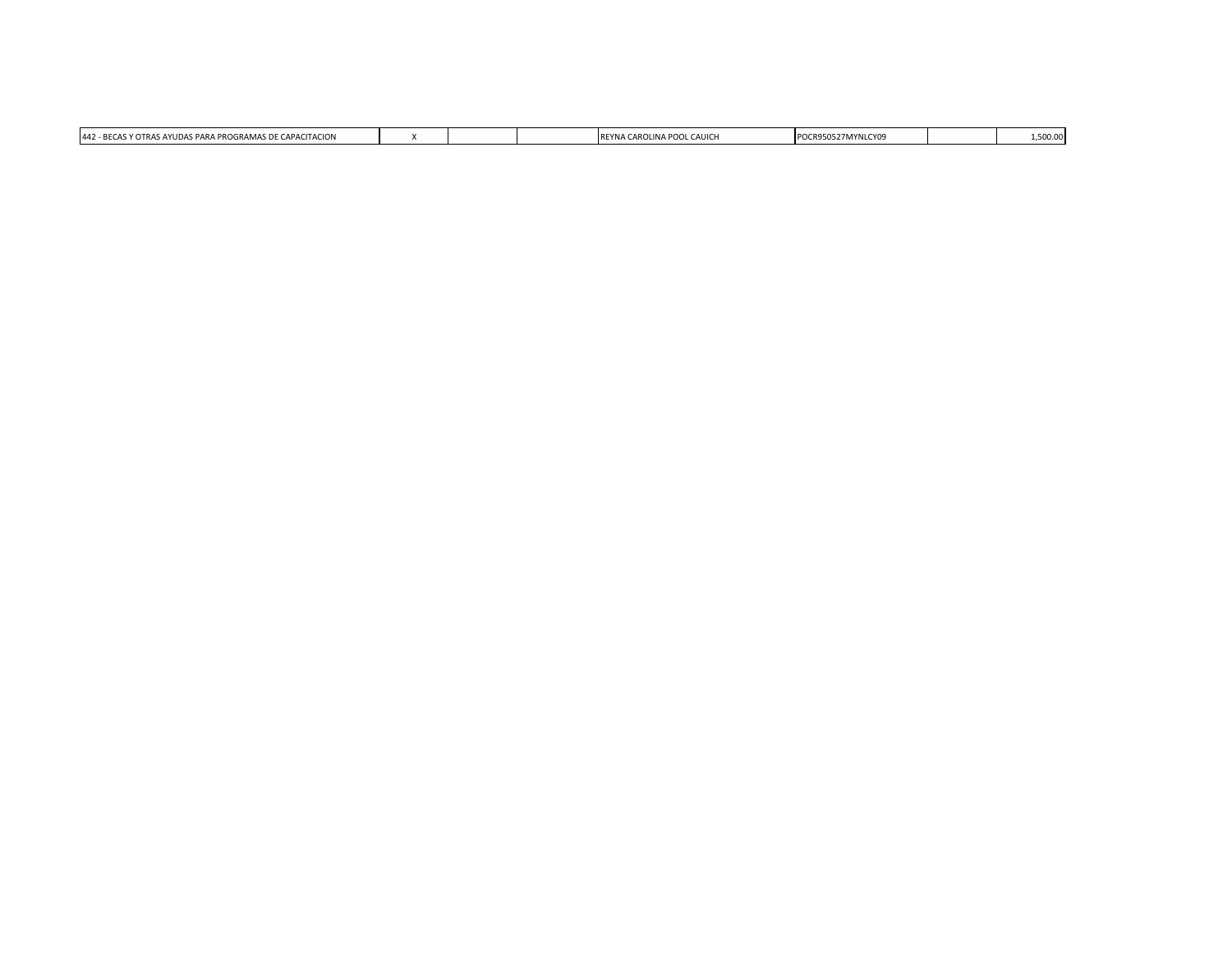| | | | | | | | |
|---|---|---|---|---|---|---|---|
| 442 - BECAS Y OTRAS AYUDAS PARA PROGRAMAS DE CAPACITACION | X | | | REYNA CAROLINA POOL CAUICH | POCR950527MYNLCY09 | | 1,500.00 |